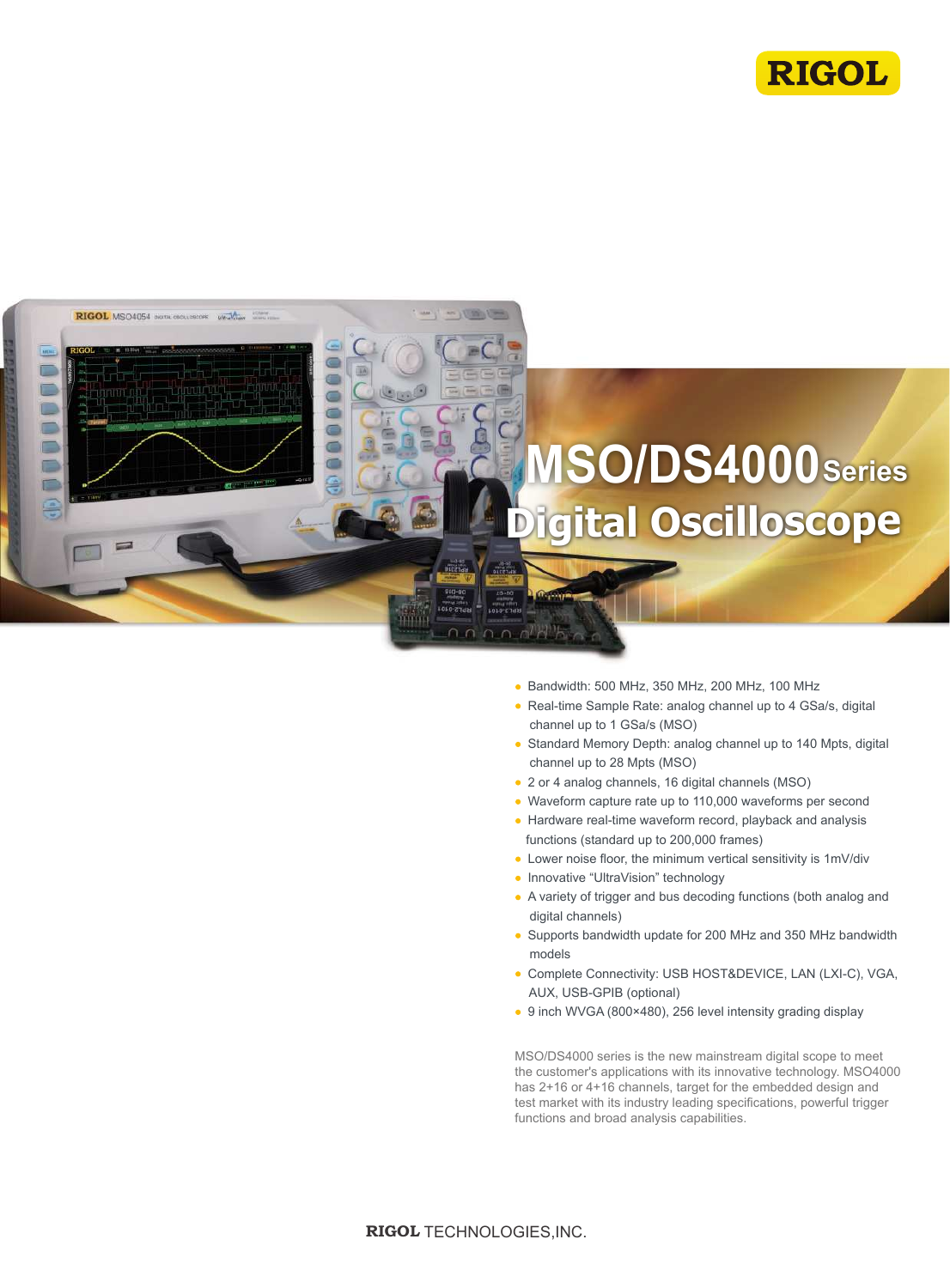# MSO/DS4000 Series Digital Oscilloscope

- Bandwidth: 500 MHz, 350 MHz, 200 MHz, 100 MHz
- Real-time Sample Rate: analog channel up to 4 GSa/s, digital channel up to 1 GSa/s (MSO)
- Standard Memory Depth: analog channel up to 140 Mpts, digital channel up to 28 Mpts (MSO)
- 2 or 4 analog channels, 16 digital channels (MSO)
- Waveform capture rate up to 110,000 waveforms per second
- Hardware real-time waveform record, playback and analysis functions (standard up to 200,000 frames)
- Lower noise floor, the minimum vertical sensitivity is 1mV/div
- Innovative "UltraVision" technology
- A variety of trigger and bus decoding functions (both analog and digital channels)
- Supports bandwidth update for 200 MHz and 350 MHz bandwidth models
- Complete Connectivity: USB HOST&DEVICE, LAN (LXI-C), VGA, AUX, USB-GPIB (optional)
- 9 inch WVGA (800×480), 256 level intensity grading display

MSO/DS4000 series is the new mainstream digital scope to meet the customer's applications with its innovative technology. MSO4000 has 2+16 or 4+16 channels, target for the embedded design and test market with its industry leading specifications, powerful trigger functions and broad analysis capabilities.

**RIGOL** TECHNOLOGIES,INC.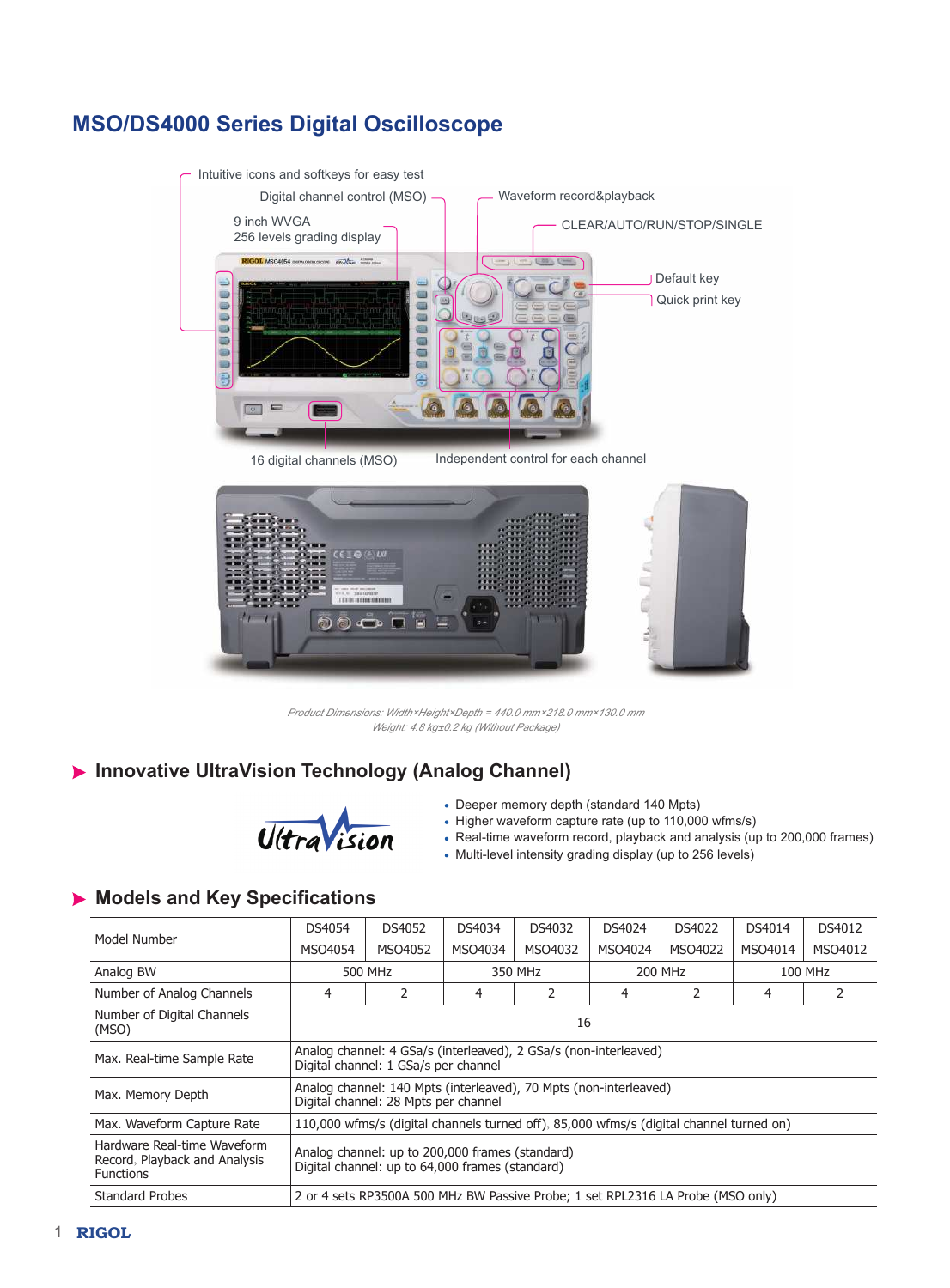# MSO/DS4000 Series Digital Oscilloscope

Intuitive icons and softkeys for easy test

Digital channel control (MSO)

Waveform record&playback

9 inch WVGA
256 levels grading display

CLEAR/AUTO/RUN/STOP/SINGLE

Default key

Quick print key

16 digital channels (MSO)

Independent control for each channel

*Product Dimensions: Width×Height×Depth = 440.0 mm×218.0 mm×130.0 mm*
*Weight: 4.8 kg±0.2 kg (Without Package)*

## Innovative UltraVision Technology (Analog Channel)

UltraVision

- Deeper memory depth (standard 140 Mpts)
- Higher waveform capture rate (up to 110,000 wfms/s)
- Real-time waveform record, playback and analysis (up to 200,000 frames)
- Multi-level intensity grading display (up to 256 levels)

## Models and Key Specifications

| Model Number | DS4054 | DS4052 | DS4034 | DS4032 | DS4024 | DS4022 | DS4014 | DS4012 |
|---|---|---|---|---|---|---|---|---|
| | MSO4054 | MSO4052 | MSO4034 | MSO4032 | MSO4024 | MSO4022 | MSO4014 | MSO4012 |
| Analog BW | 500 MHz | | 350 MHz | | 200 MHz | | 100 MHz | |
| Number of Analog Channels | 4 | 2 | 4 | 2 | 4 | 2 | 4 | 2 |
| Number of Digital Channels (MSO) | 16 | | | | | | | |
| Max. Real-time Sample Rate | Analog channel: 4 GSa/s (interleaved), 2 GSa/s (non-interleaved)<br>Digital channel: 1 GSa/s per channel | | | | | | | |
| Max. Memory Depth | Analog channel: 140 Mpts (interleaved), 70 Mpts (non-interleaved)<br>Digital channel: 28 Mpts per channel | | | | | | | |
| Max. Waveform Capture Rate | 110,000 wfms/s (digital channels turned off). 85,000 wfms/s (digital channel turned on) | | | | | | | |
| Hardware Real-time Waveform Record. Playback and Analysis Functions | Analog channel: up to 200,000 frames (standard)<br>Digital channel: up to 64,000 frames (standard) | | | | | | | |
| Standard Probes | 2 or 4 sets RP3500A 500 MHz BW Passive Probe; 1 set RPL2316 LA Probe (MSO only) | | | | | | | |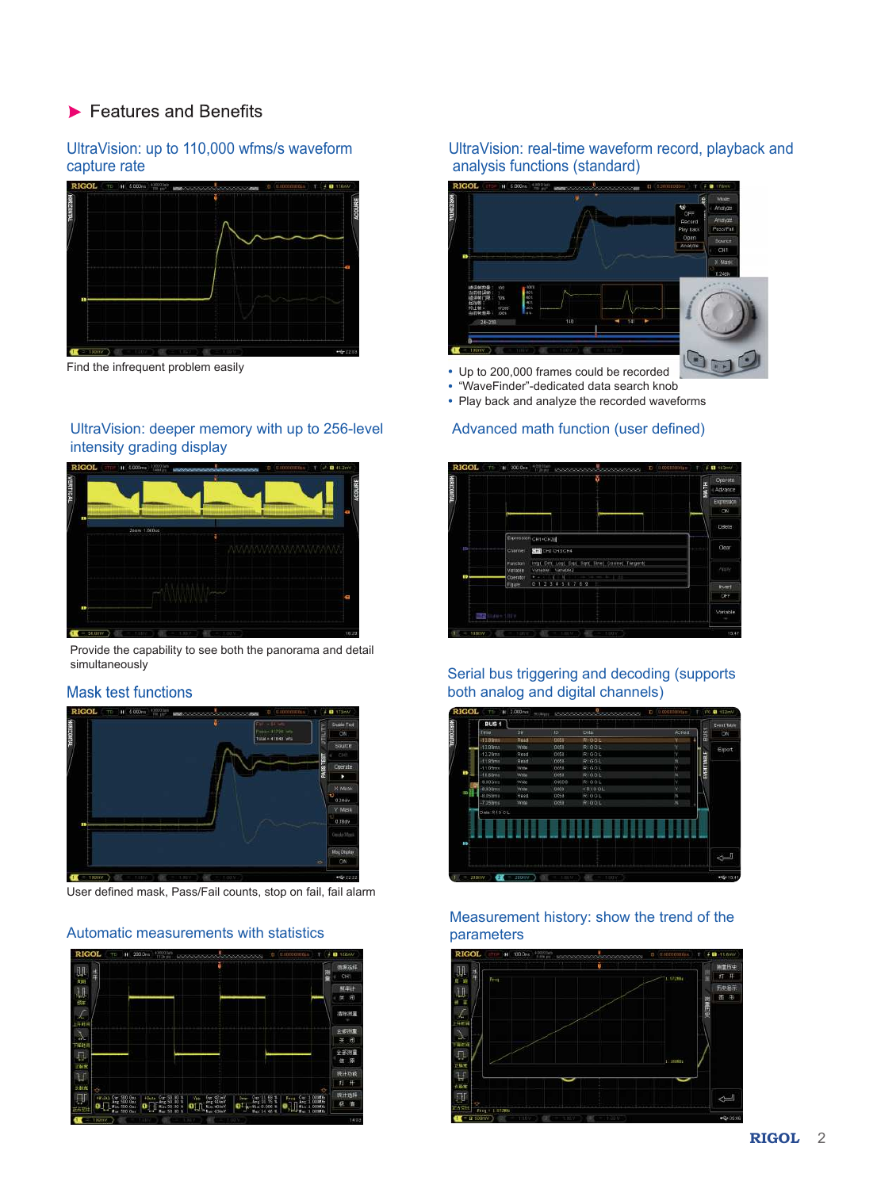## Features and Benefits

### UltraVision: up to 110,000 wfms/s waveform capture rate

Find the infrequent problem easily

### UltraVision: real-time waveform record, playback and analysis functions (standard)

- Up to 200,000 frames could be recorded
- "WaveFinder"-dedicated data search knob
- Play back and analyze the recorded waveforms

### UltraVision: deeper memory with up to 256-level intensity grading display

Provide the capability to see both the panorama and detail simultaneously

### Advanced math function (user defined)

### Mask test functions

User defined mask, Pass/Fail counts, stop on fail, fail alarm

### Serial bus triggering and decoding (supports both analog and digital channels)

### Automatic measurements with statistics

### Measurement history: show the trend of the parameters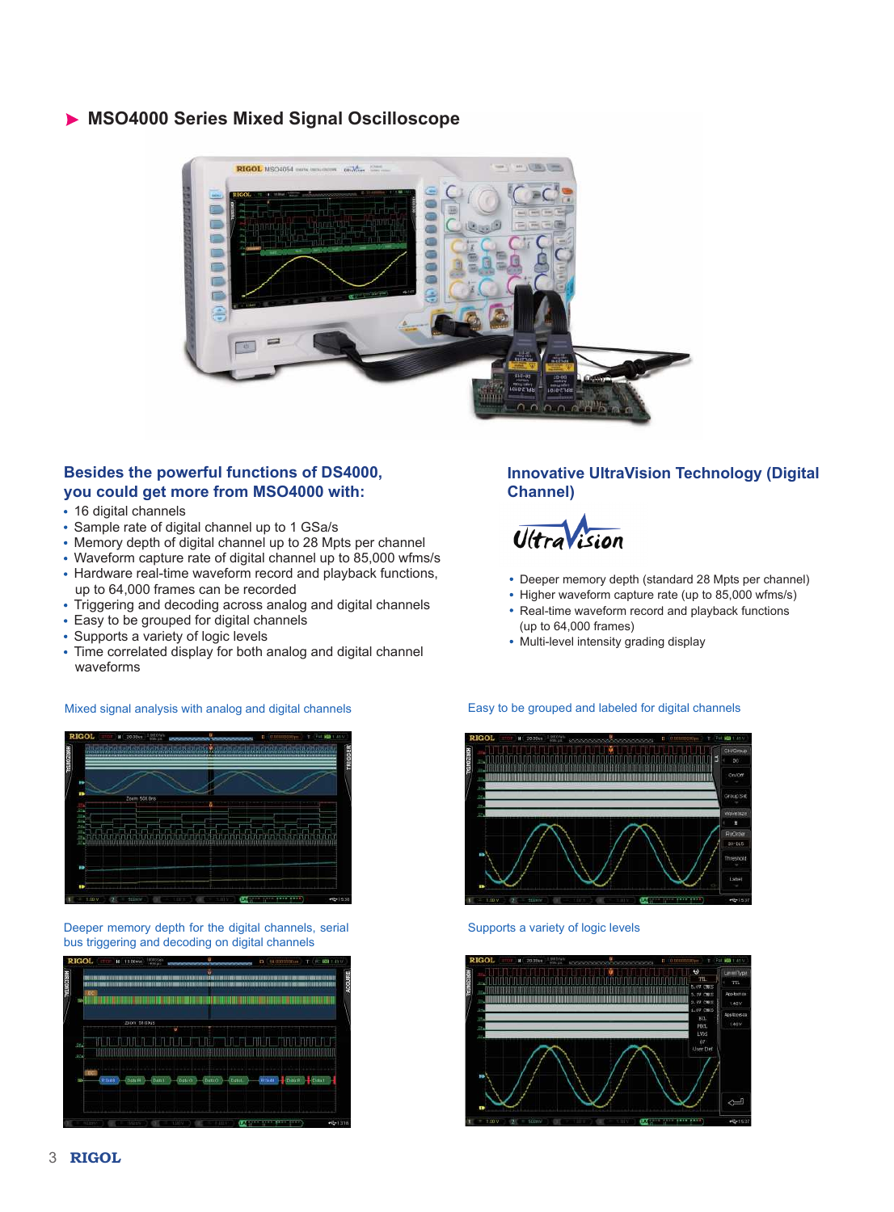## MSO4000 Series Mixed Signal Oscilloscope

### Besides the powerful functions of DS4000, you could get more from MSO4000 with:

- 16 digital channels
- Sample rate of digital channel up to 1 GSa/s
- Memory depth of digital channel up to 28 Mpts per channel
- Waveform capture rate of digital channel up to 85,000 wfms/s
- Hardware real-time waveform record and playback functions, up to 64,000 frames can be recorded
- Triggering and decoding across analog and digital channels
- Easy to be grouped for digital channels
- Supports a variety of logic levels
- Time correlated display for both analog and digital channel waveforms

### Innovative UltraVision Technology (Digital Channel)

UltraVision

- Deeper memory depth (standard 28 Mpts per channel)
- Higher waveform capture rate (up to 85,000 wfms/s)
- Real-time waveform record and playback functions (up to 64,000 frames)
- Multi-level intensity grading display

Mixed signal analysis with analog and digital channels

Easy to be grouped and labeled for digital channels

Deeper memory depth for the digital channels, serial bus triggering and decoding on digital channels

Supports a variety of logic levels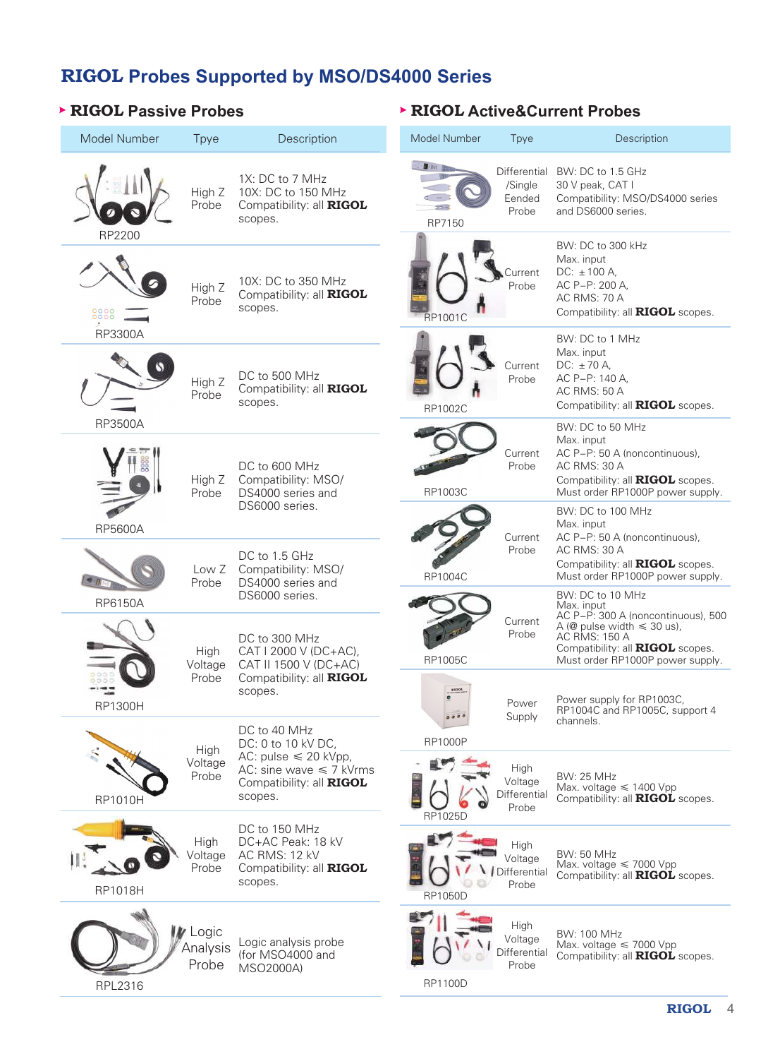# RIGOL Probes Supported by MSO/DS4000 Series

## RIGOL Passive Probes

| Model Number | Tpye | Description |
|---|---|---|
| RP2200 | High Z Probe | 1X: DC to 7 MHz<br>10X: DC to 150 MHz<br>Compatibility: all **RIGOL** scopes. |
| RP3300A | High Z Probe | 10X: DC to 350 MHz<br>Compatibility: all **RIGOL** scopes. |
| RP3500A | High Z Probe | DC to 500 MHz<br>Compatibility: all **RIGOL** scopes. |
| RP5600A | High Z Probe | DC to 600 MHz<br>Compatibility: MSO/DS4000 series and DS6000 series. |
| RP6150A | Low Z Probe | DC to 1.5 GHz<br>Compatibility: MSO/DS4000 series and DS6000 series. |
| RP1300H | High Voltage Probe | DC to 300 MHz<br>CAT I 2000 V (DC+AC),<br>CAT II 1500 V (DC+AC)<br>Compatibility: all **RIGOL** scopes. |
| RP1010H | High Voltage Probe | DC to 40 MHz<br>DC: 0 to 10 kV DC,<br>AC: pulse ≤ 20 kVpp,<br>AC: sine wave ≤ 7 kVrms<br>Compatibility: all **RIGOL** scopes. |
| RP1018H | High Voltage Probe | DC to 150 MHz<br>DC+AC Peak: 18 kV<br>AC RMS: 12 kV<br>Compatibility: all **RIGOL** scopes. |
| RPL2316 | Logic Analysis Probe | Logic analysis probe (for MSO4000 and MSO2000A) |

## RIGOL Active&Current Probes

| Model Number | Tpye | Description |
|---|---|---|
| RP7150 | Differential /Single Eended Probe | BW: DC to 1.5 GHz<br>30 V peak, CAT I<br>Compatibility: MSO/DS4000 series and DS6000 series. |
| RP1001C | Current Probe | BW: DC to 300 kHz<br>Max. input<br>DC: ± 100 A,<br>AC P–P: 200 A,<br>AC RMS: 70 A<br>Compatibility: all **RIGOL** scopes. |
| RP1002C | Current Probe | BW: DC to 1 MHz<br>Max. input<br>DC: ± 70 A,<br>AC P–P: 140 A,<br>AC RMS: 50 A<br>Compatibility: all **RIGOL** scopes. |
| RP1003C | Current Probe | BW: DC to 50 MHz<br>Max. input<br>AC P–P: 50 A (noncontinuous),<br>AC RMS: 30 A<br>Compatibility: all **RIGOL** scopes.<br>Must order RP1000P power supply. |
| RP1004C | Current Probe | BW: DC to 100 MHz<br>Max. input<br>AC P–P: 50 A (noncontinuous),<br>AC RMS: 30 A<br>Compatibility: all **RIGOL** scopes.<br>Must order RP1000P power supply. |
| RP1005C | Current Probe | BW: DC to 10 MHz<br>Max. input<br>AC P–P: 300 A (noncontinuous), 500 A (@ pulse width ≤ 30 us),<br>AC RMS: 150 A<br>Compatibility: all **RIGOL** scopes.<br>Must order RP1000P power supply. |
| RP1000P | Power Supply | Power supply for RP1003C, RP1004C and RP1005C, support 4 channels. |
| RP1025D | High Voltage Differential Probe | BW: 25 MHz<br>Max. voltage ≤ 1400 Vpp<br>Compatibility: all **RIGOL** scopes. |
| RP1050D | High Voltage Differential Probe | BW: 50 MHz<br>Max. voltage ≤ 7000 Vpp<br>Compatibility: all **RIGOL** scopes. |
| RP1100D | High Voltage Differential Probe | BW: 100 MHz<br>Max. voltage ≤ 7000 Vpp<br>Compatibility: all **RIGOL** scopes. |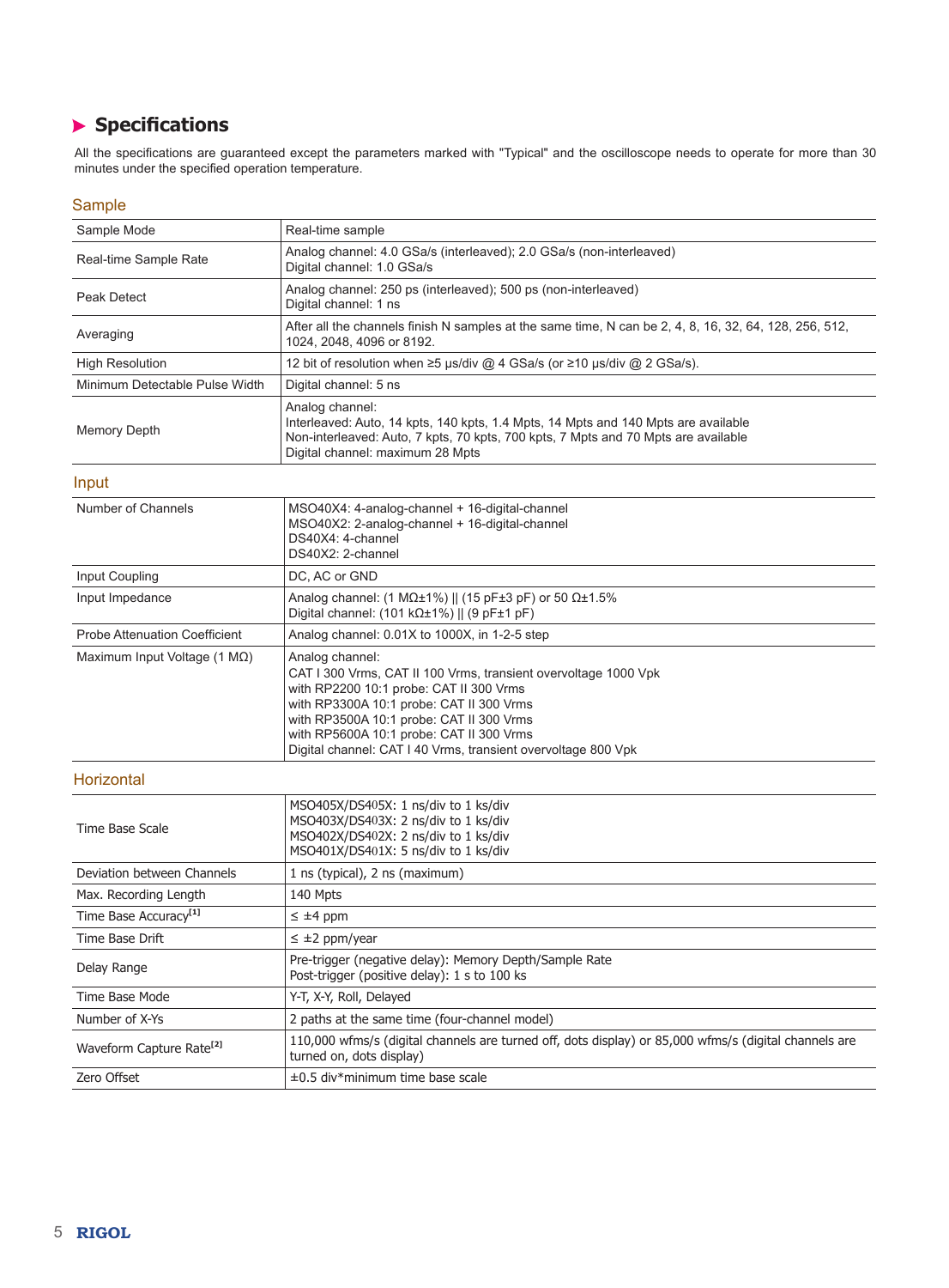## Specifications

All the specifications are guaranteed except the parameters marked with "Typical" and the oscilloscope needs to operate for more than 30 minutes under the specified operation temperature.

### Sample

| | |
|---|---|
| Sample Mode | Real-time sample |
| Real-time Sample Rate | Analog channel: 4.0 GSa/s (interleaved); 2.0 GSa/s (non-interleaved)<br>Digital channel: 1.0 GSa/s |
| Peak Detect | Analog channel: 250 ps (interleaved); 500 ps (non-interleaved)<br>Digital channel: 1 ns |
| Averaging | After all the channels finish N samples at the same time, N can be 2, 4, 8, 16, 32, 64, 128, 256, 512, 1024, 2048, 4096 or 8192. |
| High Resolution | 12 bit of resolution when ≥5 μs/div @ 4 GSa/s (or ≥10 μs/div @ 2 GSa/s). |
| Minimum Detectable Pulse Width | Digital channel: 5 ns |
| Memory Depth | Analog channel:<br>Interleaved: Auto, 14 kpts, 140 kpts, 1.4 Mpts, 14 Mpts and 140 Mpts are available<br>Non-interleaved: Auto, 7 kpts, 70 kpts, 700 kpts, 7 Mpts and 70 Mpts are available<br>Digital channel: maximum 28 Mpts |

### Input

| | |
|---|---|
| Number of Channels | MSO40X4: 4-analog-channel + 16-digital-channel<br>MSO40X2: 2-analog-channel + 16-digital-channel<br>DS40X4: 4-channel<br>DS40X2: 2-channel |
| Input Coupling | DC, AC or GND |
| Input Impedance | Analog channel: (1 MΩ±1%) \|\| (15 pF±3 pF) or 50 Ω±1.5%<br>Digital channel: (101 kΩ±1%) \|\| (9 pF±1 pF) |
| Probe Attenuation Coefficient | Analog channel: 0.01X to 1000X, in 1-2-5 step |
| Maximum Input Voltage (1 MΩ) | Analog channel:<br>CAT I 300 Vrms, CAT II 100 Vrms, transient overvoltage 1000 Vpk<br>with RP2200 10:1 probe: CAT II 300 Vrms<br>with RP3300A 10:1 probe: CAT II 300 Vrms<br>with RP3500A 10:1 probe: CAT II 300 Vrms<br>with RP5600A 10:1 probe: CAT II 300 Vrms<br>Digital channel: CAT I 40 Vrms, transient overvoltage 800 Vpk |

### Horizontal

| | |
|---|---|
| Time Base Scale | MSO405X/DS405X: 1 ns/div to 1 ks/div<br>MSO403X/DS403X: 2 ns/div to 1 ks/div<br>MSO402X/DS402X: 2 ns/div to 1 ks/div<br>MSO401X/DS401X: 5 ns/div to 1 ks/div |
| Deviation between Channels | 1 ns (typical), 2 ns (maximum) |
| Max. Recording Length | 140 Mpts |
| Time Base Accuracy[1] | ≤ ±4 ppm |
| Time Base Drift | ≤ ±2 ppm/year |
| Delay Range | Pre-trigger (negative delay): Memory Depth/Sample Rate<br>Post-trigger (positive delay): 1 s to 100 ks |
| Time Base Mode | Y-T, X-Y, Roll, Delayed |
| Number of X-Ys | 2 paths at the same time (four-channel model) |
| Waveform Capture Rate[2] | 110,000 wfms/s (digital channels are turned off, dots display) or 85,000 wfms/s (digital channels are turned on, dots display) |
| Zero Offset | ±0.5 div*minimum time base scale |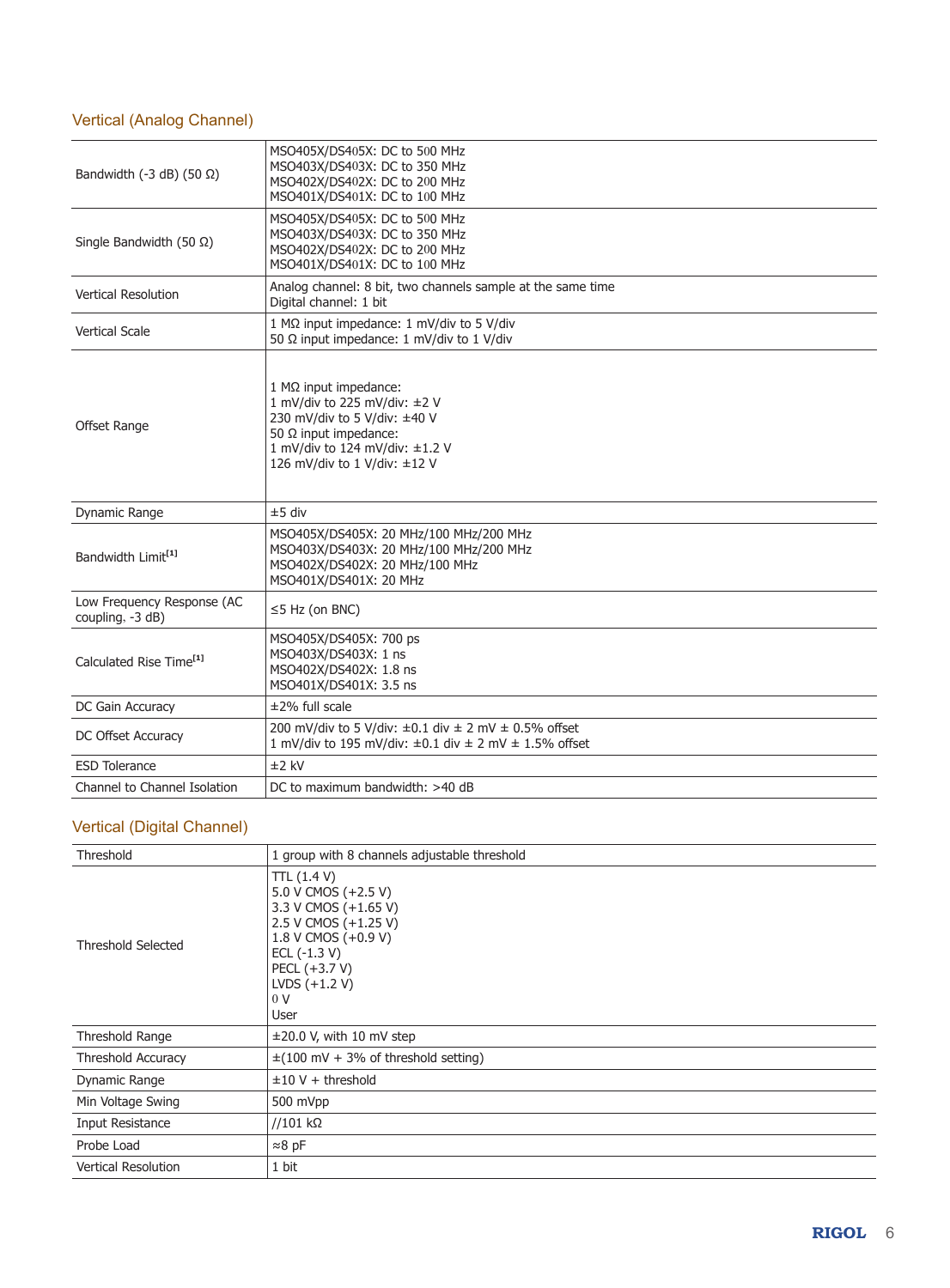## Vertical (Analog Channel)

| | |
|---|---|
| Bandwidth (-3 dB) (50 Ω) | MSO405X/DS405X: DC to 500 MHz<br>MSO403X/DS403X: DC to 350 MHz<br>MSO402X/DS402X: DC to 200 MHz<br>MSO401X/DS401X: DC to 100 MHz |
| Single Bandwidth (50 Ω) | MSO405X/DS405X: DC to 500 MHz<br>MSO403X/DS403X: DC to 350 MHz<br>MSO402X/DS402X: DC to 200 MHz<br>MSO401X/DS401X: DC to 100 MHz |
| Vertical Resolution | Analog channel: 8 bit, two channels sample at the same time<br>Digital channel: 1 bit |
| Vertical Scale | 1 MΩ input impedance: 1 mV/div to 5 V/div<br>50 Ω input impedance: 1 mV/div to 1 V/div |
| Offset Range | 1 MΩ input impedance:<br>1 mV/div to 225 mV/div: ±2 V<br>230 mV/div to 5 V/div: ±40 V<br>50 Ω input impedance:<br>1 mV/div to 124 mV/div: ±1.2 V<br>126 mV/div to 1 V/div: ±12 V |
| Dynamic Range | ±5 div |
| Bandwidth Limit[1] | MSO405X/DS405X: 20 MHz/100 MHz/200 MHz<br>MSO403X/DS403X: 20 MHz/100 MHz/200 MHz<br>MSO402X/DS402X: 20 MHz/100 MHz<br>MSO401X/DS401X: 20 MHz |
| Low Frequency Response (AC coupling, -3 dB) | ≤5 Hz (on BNC) |
| Calculated Rise Time[1] | MSO405X/DS405X: 700 ps<br>MSO403X/DS403X: 1 ns<br>MSO402X/DS402X: 1.8 ns<br>MSO401X/DS401X: 3.5 ns |
| DC Gain Accuracy | ±2% full scale |
| DC Offset Accuracy | 200 mV/div to 5 V/div: ±0.1 div ± 2 mV ± 0.5% offset<br>1 mV/div to 195 mV/div: ±0.1 div ± 2 mV ± 1.5% offset |
| ESD Tolerance | ±2 kV |
| Channel to Channel Isolation | DC to maximum bandwidth: >40 dB |

## Vertical (Digital Channel)

| | |
|---|---|
| Threshold | 1 group with 8 channels adjustable threshold |
| Threshold Selected | TTL (1.4 V)<br>5.0 V CMOS (+2.5 V)<br>3.3 V CMOS (+1.65 V)<br>2.5 V CMOS (+1.25 V)<br>1.8 V CMOS (+0.9 V)<br>ECL (-1.3 V)<br>PECL (+3.7 V)<br>LVDS (+1.2 V)<br>0 V<br>User |
| Threshold Range | ±20.0 V, with 10 mV step |
| Threshold Accuracy | ±(100 mV + 3% of threshold setting) |
| Dynamic Range | ±10 V + threshold |
| Min Voltage Swing | 500 mVpp |
| Input Resistance | //101 kΩ |
| Probe Load | ≈8 pF |
| Vertical Resolution | 1 bit |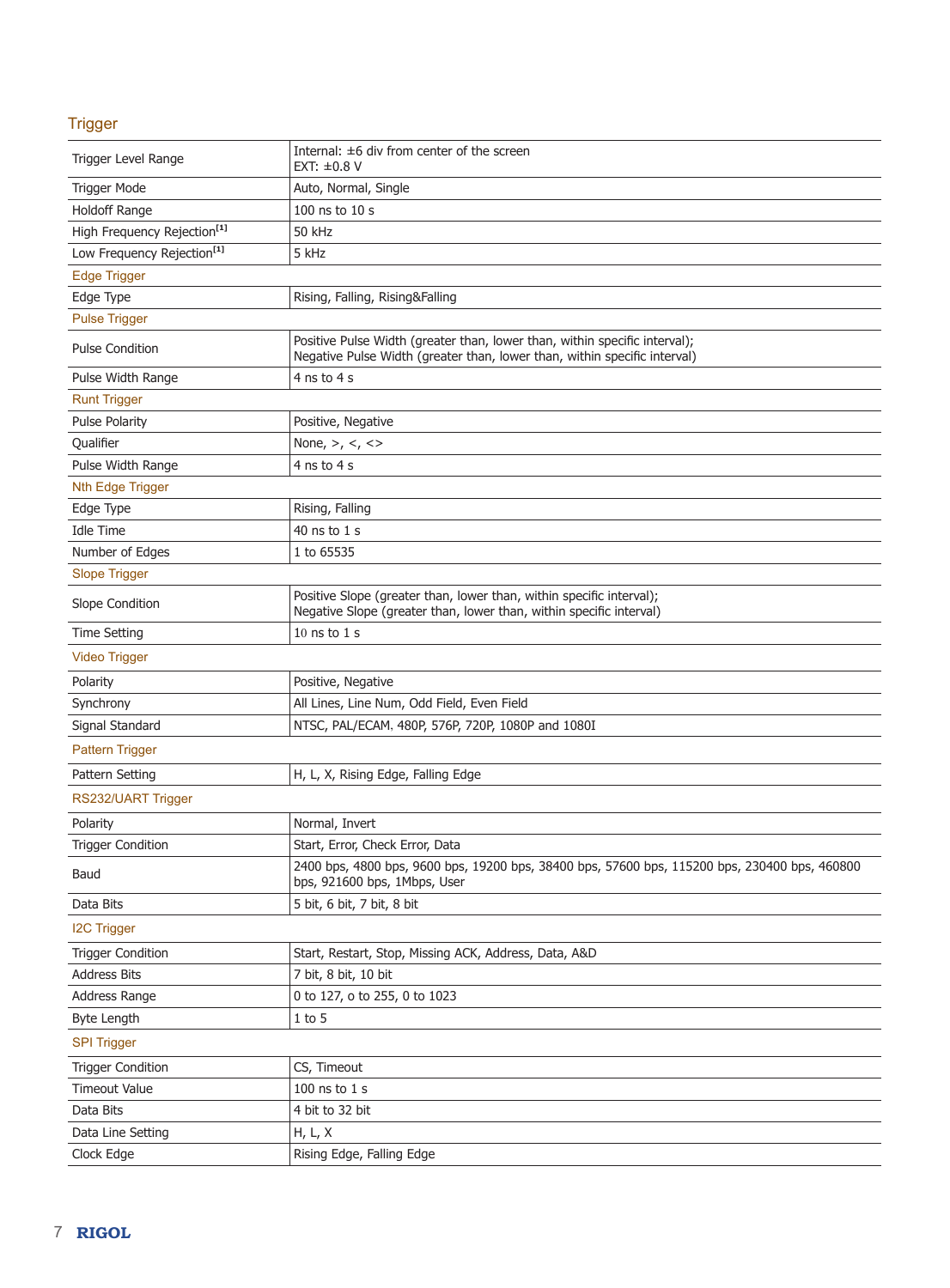## Trigger

| | |
|---|---|
| Trigger Level Range | Internal: ±6 div from center of the screen<br>EXT: ±0.8 V |
| Trigger Mode | Auto, Normal, Single |
| Holdoff Range | 100 ns to 10 s |
| High Frequency Rejection[1] | 50 kHz |
| Low Frequency Rejection[1] | 5 kHz |
| **Edge Trigger** | |
| Edge Type | Rising, Falling, Rising&Falling |
| **Pulse Trigger** | |
| Pulse Condition | Positive Pulse Width (greater than, lower than, within specific interval);<br>Negative Pulse Width (greater than, lower than, within specific interval) |
| Pulse Width Range | 4 ns to 4 s |
| **Runt Trigger** | |
| Pulse Polarity | Positive, Negative |
| Qualifier | None, >, <, <> |
| Pulse Width Range | 4 ns to 4 s |
| **Nth Edge Trigger** | |
| Edge Type | Rising, Falling |
| Idle Time | 40 ns to 1 s |
| Number of Edges | 1 to 65535 |
| **Slope Trigger** | |
| Slope Condition | Positive Slope (greater than, lower than, within specific interval);<br>Negative Slope (greater than, lower than, within specific interval) |
| Time Setting | 10 ns to 1 s |
| **Video Trigger** | |
| Polarity | Positive, Negative |
| Synchrony | All Lines, Line Num, Odd Field, Even Field |
| Signal Standard | NTSC, PAL/ECAM, 480P, 576P, 720P, 1080P and 1080I |
| **Pattern Trigger** | |
| Pattern Setting | H, L, X, Rising Edge, Falling Edge |
| **RS232/UART Trigger** | |
| Polarity | Normal, Invert |
| Trigger Condition | Start, Error, Check Error, Data |
| Baud | 2400 bps, 4800 bps, 9600 bps, 19200 bps, 38400 bps, 57600 bps, 115200 bps, 230400 bps, 460800 bps, 921600 bps, 1Mbps, User |
| Data Bits | 5 bit, 6 bit, 7 bit, 8 bit |
| **I2C Trigger** | |
| Trigger Condition | Start, Restart, Stop, Missing ACK, Address, Data, A&D |
| Address Bits | 7 bit, 8 bit, 10 bit |
| Address Range | 0 to 127, o to 255, 0 to 1023 |
| Byte Length | 1 to 5 |
| **SPI Trigger** | |
| Trigger Condition | CS, Timeout |
| Timeout Value | 100 ns to 1 s |
| Data Bits | 4 bit to 32 bit |
| Data Line Setting | H, L, X |
| Clock Edge | Rising Edge, Falling Edge |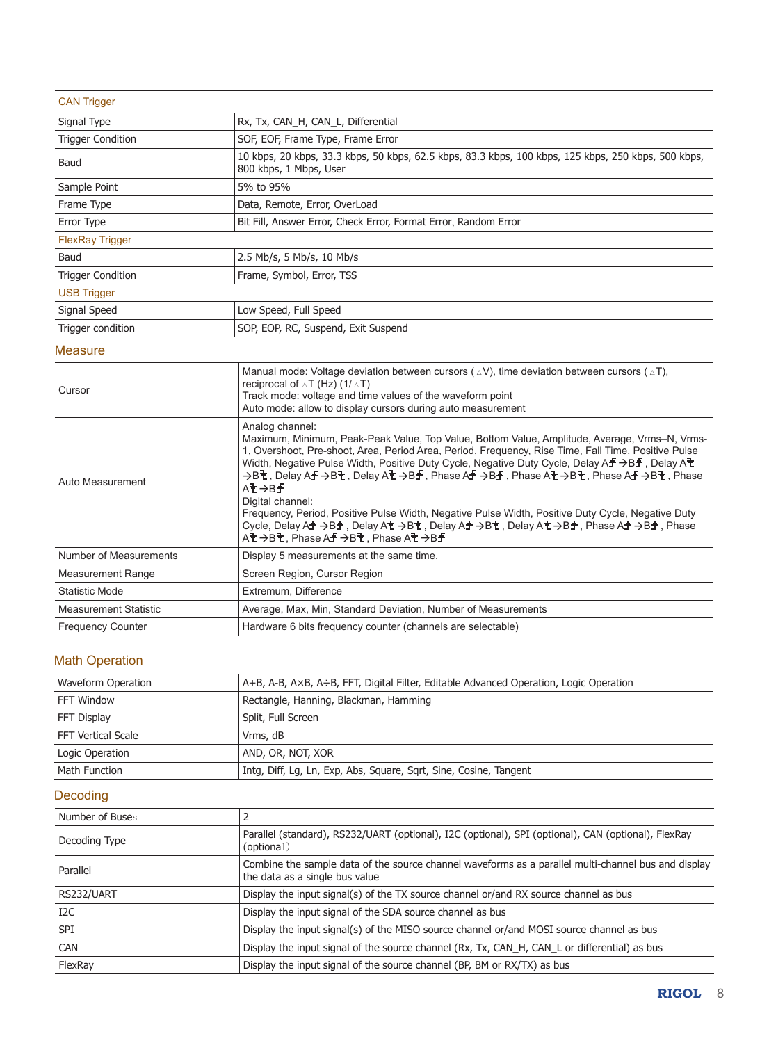| CAN Trigger | |
|---|---|
| Signal Type | Rx, Tx, CAN_H, CAN_L, Differential |
| Trigger Condition | SOF, EOF, Frame Type, Frame Error |
| Baud | 10 kbps, 20 kbps, 33.3 kbps, 50 kbps, 62.5 kbps, 83.3 kbps, 100 kbps, 125 kbps, 250 kbps, 500 kbps, 800 kbps, 1 Mbps, User |
| Sample Point | 5% to 95% |
| Frame Type | Data, Remote, Error, OverLoad |
| Error Type | Bit Fill, Answer Error, Check Error, Format Error, Random Error |
| **FlexRay Trigger** | |
| Baud | 2.5 Mb/s, 5 Mb/s, 10 Mb/s |
| Trigger Condition | Frame, Symbol, Error, TSS |
| **USB Trigger** | |
| Signal Speed | Low Speed, Full Speed |
| Trigger condition | SOP, EOP, RC, Suspend, Exit Suspend |

## Measure

| | |
|---|---|
| Cursor | Manual mode: Voltage deviation between cursors (△V), time deviation between cursors (△T), reciprocal of △T (Hz) (1/△T)<br>Track mode: voltage and time values of the waveform point<br>Auto mode: allow to display cursors during auto measurement |
| Auto Measurement | Analog channel:<br>Maximum, Minimum, Peak-Peak Value, Top Value, Bottom Value, Amplitude, Average, Vrms–N, Vrms-1, Overshoot, Pre-shoot, Area, Period Area, Period, Frequency, Rise Time, Fall Time, Positive Pulse Width, Negative Pulse Width, Positive Duty Cycle, Negative Duty Cycle, Delay A↑→B↑, Delay A↓→B↓, Delay A↑→B↓, Delay A↓→B↑, Phase A↑→B↑, Phase A↓→B↓, Phase A↑→B↓, Phase A↓→B↑<br>Digital channel:<br>Frequency, Period, Positive Pulse Width, Negative Pulse Width, Positive Duty Cycle, Negative Duty Cycle, Delay A↑→B↑, Delay A↓→B↓, Delay A↑→B↓, Delay A↓→B↑, Phase A↑→B↑, Phase A↓→B↓, Phase A↑→B↓, Phase A↓→B↑ |
| Number of Measurements | Display 5 measurements at the same time. |
| Measurement Range | Screen Region, Cursor Region |
| Statistic Mode | Extremum, Difference |
| Measurement Statistic | Average, Max, Min, Standard Deviation, Number of Measurements |
| Frequency Counter | Hardware 6 bits frequency counter (channels are selectable) |

## Math Operation

| | |
|---|---|
| Waveform Operation | A+B, A-B, A×B, A÷B, FFT, Digital Filter, Editable Advanced Operation, Logic Operation |
| FFT Window | Rectangle, Hanning, Blackman, Hamming |
| FFT Display | Split, Full Screen |
| FFT Vertical Scale | Vrms, dB |
| Logic Operation | AND, OR, NOT, XOR |
| Math Function | Intg, Diff, Lg, Ln, Exp, Abs, Square, Sqrt, Sine, Cosine, Tangent |

## Decoding

| | |
|---|---|
| Number of Buses | 2 |
| Decoding Type | Parallel (standard), RS232/UART (optional), I2C (optional), SPI (optional), CAN (optional), FlexRay (optional) |
| Parallel | Combine the sample data of the source channel waveforms as a parallel multi-channel bus and display the data as a single bus value |
| RS232/UART | Display the input signal(s) of the TX source channel or/and RX source channel as bus |
| I2C | Display the input signal of the SDA source channel as bus |
| SPI | Display the input signal(s) of the MISO source channel or/and MOSI source channel as bus |
| CAN | Display the input signal of the source channel (Rx, Tx, CAN_H, CAN_L or differential) as bus |
| FlexRay | Display the input signal of the source channel (BP, BM or RX/TX) as bus |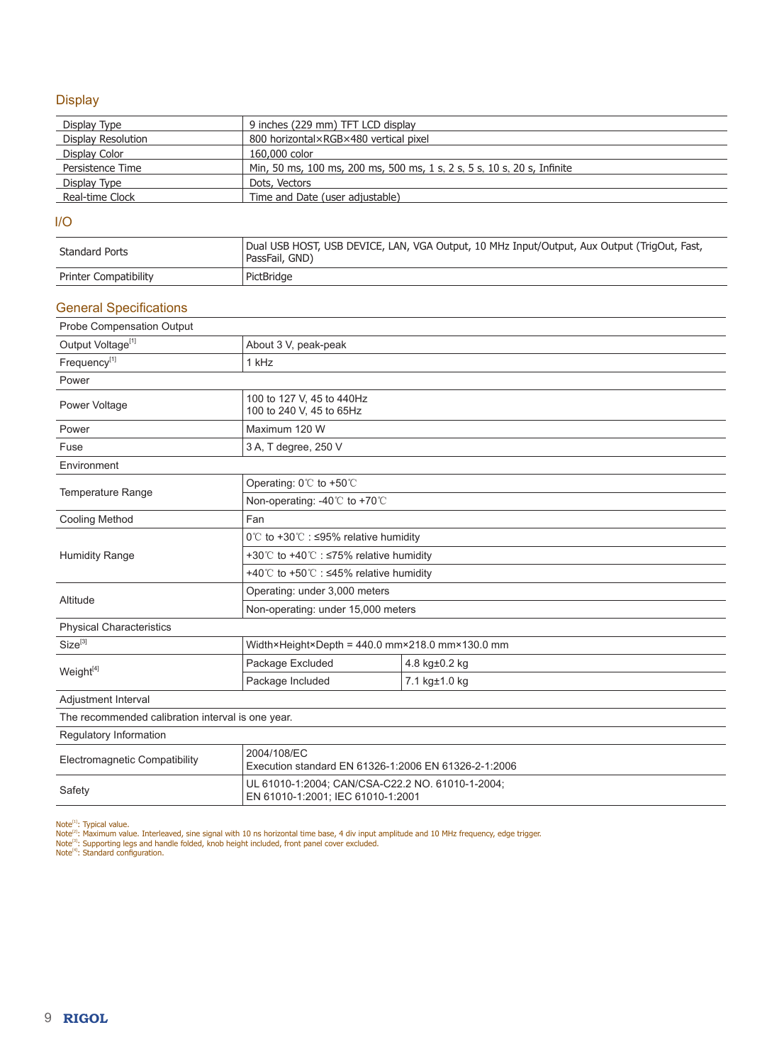## Display

| | |
|---|---|
| Display Type | 9 inches (229 mm) TFT LCD display |
| Display Resolution | 800 horizontal×RGB×480 vertical pixel |
| Display Color | 160,000 color |
| Persistence Time | Min, 50 ms, 100 ms, 200 ms, 500 ms, 1 s, 2 s, 5 s, 10 s, 20 s, Infinite |
| Display Type | Dots, Vectors |
| Real-time Clock | Time and Date (user adjustable) |

## I/O

| | |
|---|---|
| Standard Ports | Dual USB HOST, USB DEVICE, LAN, VGA Output, 10 MHz Input/Output, Aux Output (TrigOut, Fast, PassFail, GND) |
| Printer Compatibility | PictBridge |

## General Specifications

| | | |
|---|---|---|
| Probe Compensation Output | | |
| Output Voltage[1] | About 3 V, peak-peak | |
| Frequency[1] | 1 kHz | |
| Power | | |
| Power Voltage | 100 to 127 V, 45 to 440Hz<br>100 to 240 V, 45 to 65Hz | |
| Power | Maximum 120 W | |
| Fuse | 3 A, T degree, 250 V | |
| Environment | | |
| Temperature Range | Operating: 0℃ to +50℃ | |
| | Non-operating: -40℃ to +70℃ | |
| Cooling Method | Fan | |
| Humidity Range | 0℃ to +30℃ : ≤95% relative humidity | |
| | +30℃ to +40℃ : ≤75% relative humidity | |
| | +40℃ to +50℃ : ≤45% relative humidity | |
| Altitude | Operating: under 3,000 meters | |
| | Non-operating: under 15,000 meters | |
| Physical Characteristics | | |
| Size[3] | Width×Height×Depth = 440.0 mm×218.0 mm×130.0 mm | |
| Weight[4] | Package Excluded | 4.8 kg±0.2 kg |
| | Package Included | 7.1 kg±1.0 kg |
| Adjustment Interval | | |
| The recommended calibration interval is one year. | | |
| Regulatory Information | | |
| Electromagnetic Compatibility | 2004/108/EC<br>Execution standard EN 61326-1:2006 EN 61326-2-1:2006 | |
| Safety | UL 61010-1:2004; CAN/CSA-C22.2 NO. 61010-1-2004;<br>EN 61010-1:2001; IEC 61010-1:2001 | |

Note[1]: Typical value.
Note[2]: Maximum value. Interleaved, sine signal with 10 ns horizontal time base, 4 div input amplitude and 10 MHz frequency, edge trigger.
Note[3]: Supporting legs and handle folded, knob height included, front panel cover excluded.
Note[4]: Standard configuration.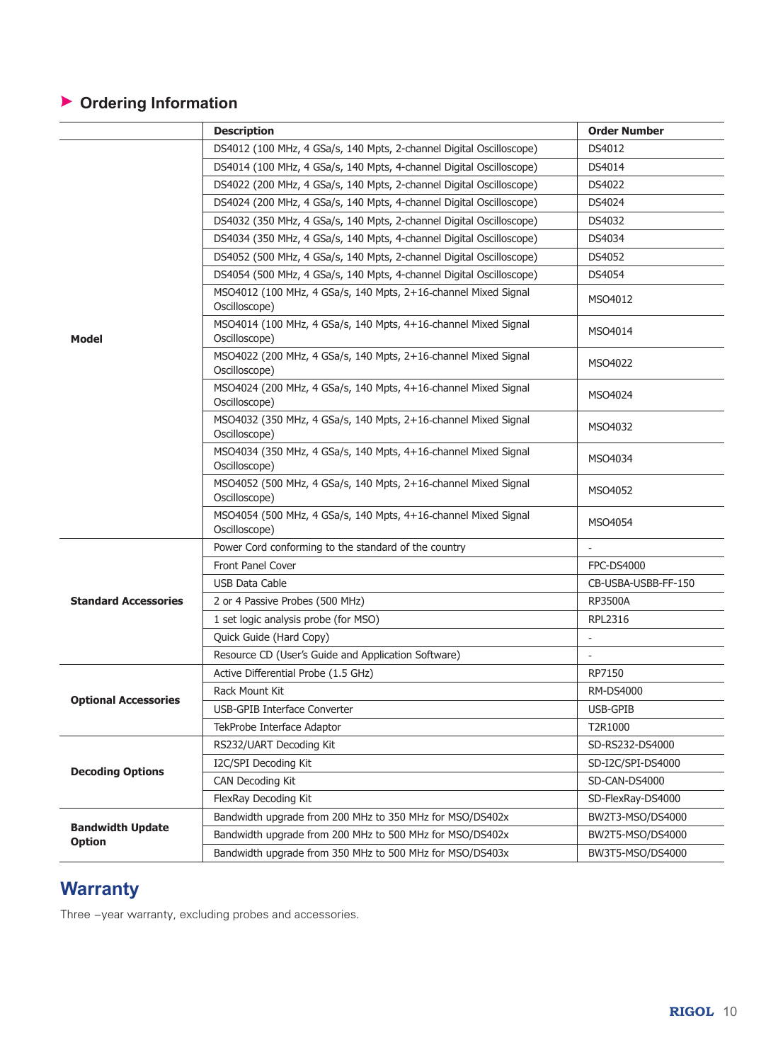## Ordering Information

| | Description | Order Number |
|---|---|---|
| Model | DS4012 (100 MHz, 4 GSa/s, 140 Mpts, 2-channel Digital Oscilloscope) | DS4012 |
| | DS4014 (100 MHz, 4 GSa/s, 140 Mpts, 4-channel Digital Oscilloscope) | DS4014 |
| | DS4022 (200 MHz, 4 GSa/s, 140 Mpts, 2-channel Digital Oscilloscope) | DS4022 |
| | DS4024 (200 MHz, 4 GSa/s, 140 Mpts, 4-channel Digital Oscilloscope) | DS4024 |
| | DS4032 (350 MHz, 4 GSa/s, 140 Mpts, 2-channel Digital Oscilloscope) | DS4032 |
| | DS4034 (350 MHz, 4 GSa/s, 140 Mpts, 4-channel Digital Oscilloscope) | DS4034 |
| | DS4052 (500 MHz, 4 GSa/s, 140 Mpts, 2-channel Digital Oscilloscope) | DS4052 |
| | DS4054 (500 MHz, 4 GSa/s, 140 Mpts, 4-channel Digital Oscilloscope) | DS4054 |
| | MSO4012 (100 MHz, 4 GSa/s, 140 Mpts, 2+16-channel Mixed Signal Oscilloscope) | MSO4012 |
| | MSO4014 (100 MHz, 4 GSa/s, 140 Mpts, 4+16-channel Mixed Signal Oscilloscope) | MSO4014 |
| | MSO4022 (200 MHz, 4 GSa/s, 140 Mpts, 2+16-channel Mixed Signal Oscilloscope) | MSO4022 |
| | MSO4024 (200 MHz, 4 GSa/s, 140 Mpts, 4+16-channel Mixed Signal Oscilloscope) | MSO4024 |
| | MSO4032 (350 MHz, 4 GSa/s, 140 Mpts, 2+16-channel Mixed Signal Oscilloscope) | MSO4032 |
| | MSO4034 (350 MHz, 4 GSa/s, 140 Mpts, 4+16-channel Mixed Signal Oscilloscope) | MSO4034 |
| | MSO4052 (500 MHz, 4 GSa/s, 140 Mpts, 2+16-channel Mixed Signal Oscilloscope) | MSO4052 |
| | MSO4054 (500 MHz, 4 GSa/s, 140 Mpts, 4+16-channel Mixed Signal Oscilloscope) | MSO4054 |
| Standard Accessories | Power Cord conforming to the standard of the country | - |
| | Front Panel Cover | FPC-DS4000 |
| | USB Data Cable | CB-USBA-USBB-FF-150 |
| | 2 or 4 Passive Probes (500 MHz) | RP3500A |
| | 1 set logic analysis probe (for MSO) | RPL2316 |
| | Quick Guide (Hard Copy) | - |
| | Resource CD (User's Guide and Application Software) | - |
| Optional Accessories | Active Differential Probe (1.5 GHz) | RP7150 |
| | Rack Mount Kit | RM-DS4000 |
| | USB-GPIB Interface Converter | USB-GPIB |
| | TekProbe Interface Adaptor | T2R1000 |
| Decoding Options | RS232/UART Decoding Kit | SD-RS232-DS4000 |
| | I2C/SPI Decoding Kit | SD-I2C/SPI-DS4000 |
| | CAN Decoding Kit | SD-CAN-DS4000 |
| | FlexRay Decoding Kit | SD-FlexRay-DS4000 |
| Bandwidth Update Option | Bandwidth upgrade from 200 MHz to 350 MHz for MSO/DS402x | BW2T3-MSO/DS4000 |
| | Bandwidth upgrade from 200 MHz to 500 MHz for MSO/DS402x | BW2T5-MSO/DS4000 |
| | Bandwidth upgrade from 350 MHz to 500 MHz for MSO/DS403x | BW3T5-MSO/DS4000 |

## Warranty

Three –year warranty, excluding probes and accessories.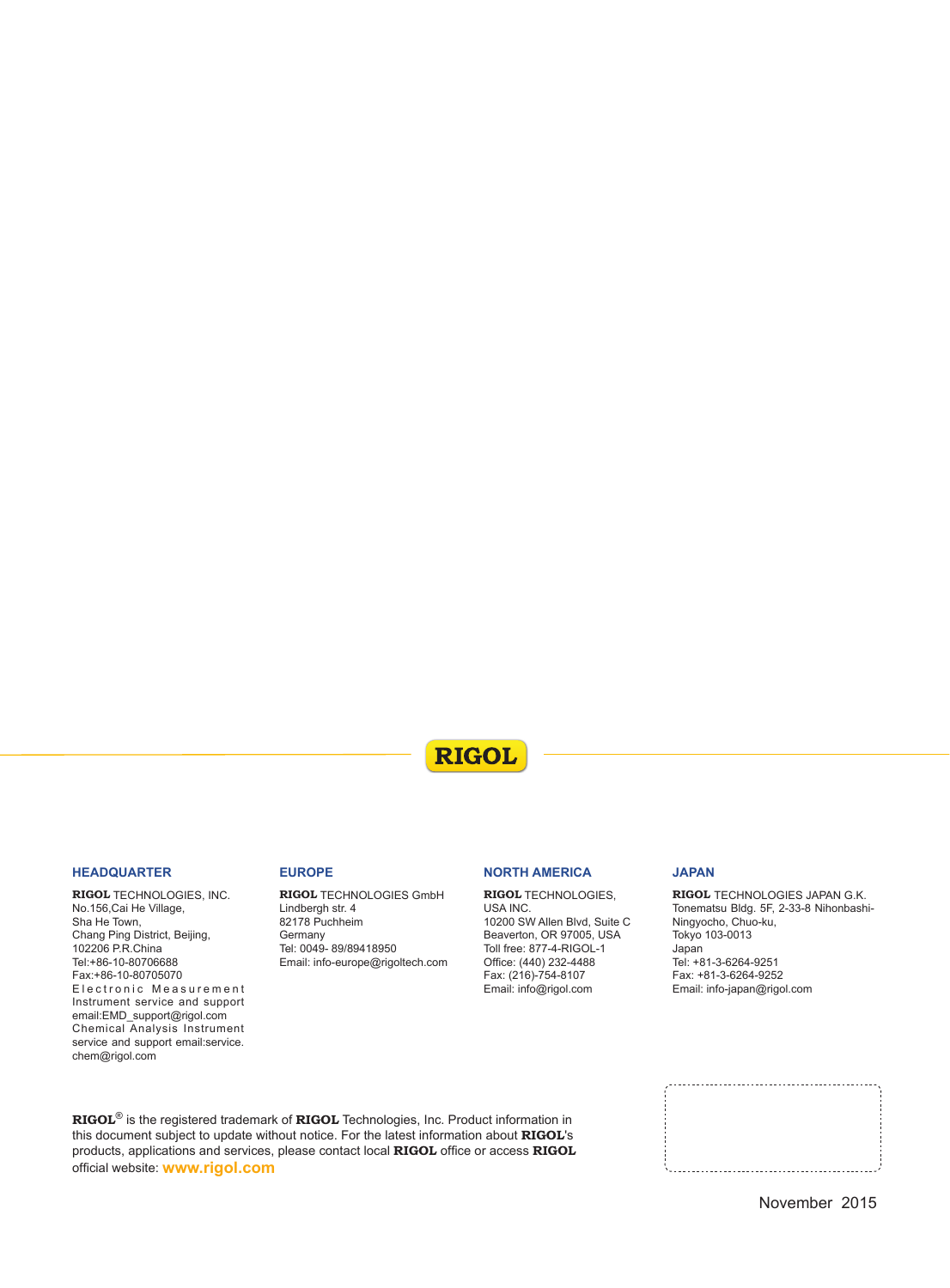RIGOL

### HEADQUARTER

**RIGOL** TECHNOLOGIES, INC.
No.156,Cai He Village,
Sha He Town,
Chang Ping District, Beijing,
102206 P.R.China
Tel:+86-10-80706688
Fax:+86-10-80705070
Electronic Measurement Instrument service and support email:EMD_support@rigol.com
Chemical Analysis Instrument service and support email:service.chem@rigol.com

### EUROPE

**RIGOL** TECHNOLOGIES GmbH
Lindbergh str. 4
82178 Puchheim
Germany
Tel: 0049- 89/89418950
Email: info-europe@rigoltech.com

### NORTH AMERICA

**RIGOL** TECHNOLOGIES,
USA INC.
10200 SW Allen Blvd, Suite C
Beaverton, OR 97005, USA
Toll free: 877-4-RIGOL-1
Office: (440) 232-4488
Fax: (216)-754-8107
Email: info@rigol.com

### JAPAN

**RIGOL** TECHNOLOGIES JAPAN G.K.
Tonematsu Bldg. 5F, 2-33-8 Nihonbashi-Ningyocho, Chuo-ku,
Tokyo 103-0013
Japan
Tel: +81-3-6264-9251
Fax: +81-3-6264-9252
Email: info-japan@rigol.com

**RIGOL**® is the registered trademark of **RIGOL** Technologies, Inc. Product information in this document subject to update without notice. For the latest information about **RIGOL**'s products, applications and services, please contact local **RIGOL** office or access **RIGOL** official website: **www.rigol.com**

November 2015